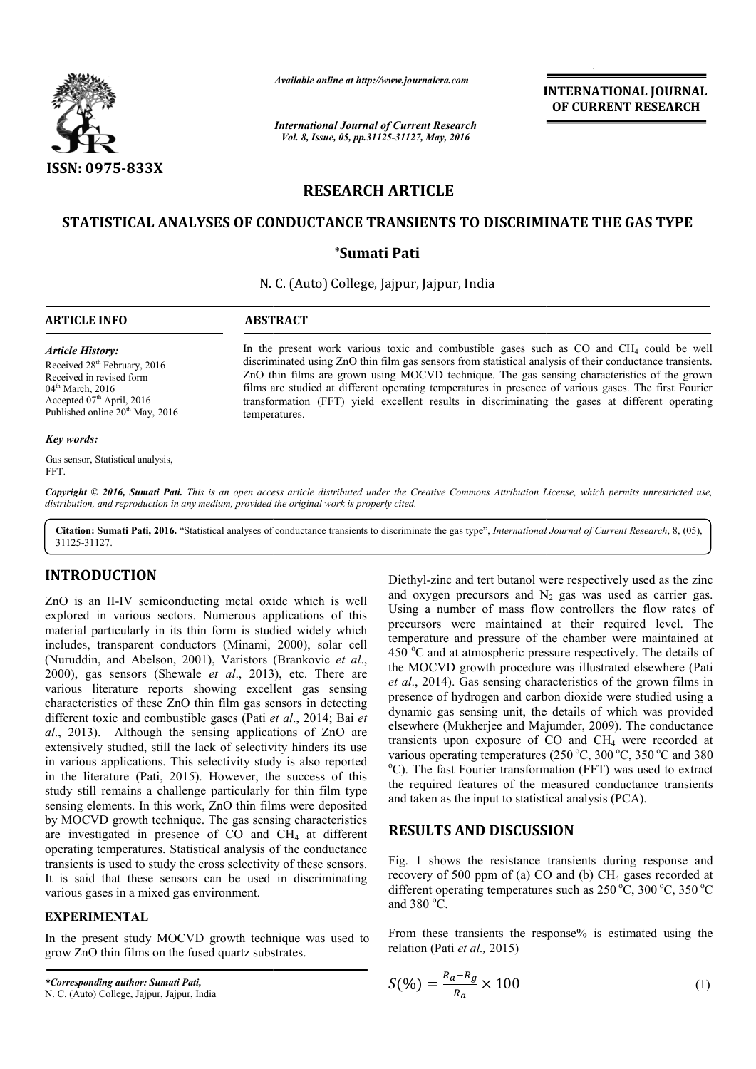Available online at http://www.journalcra.com

International Journal of Current Research
Vol. 8, Issue, 05, pp.31125-31127, May, 2016

INTERNATIONAL JOURNAL OF CURRENT RESEARCH

ISSN: 0975-833X

RESEARCH ARTICLE

# STATISTICAL ANALYSES OF CONDUCTANCE TRANSIENTS TO DISCRIMINATE THE GAS TYPE

**\*Sumati Pati**

N. C. (Auto) College, Jajpur, Jajpur, India

**ARTICLE INFO**

*Article History:*

Received 28th February, 2016
Received in revised form 04th March, 2016
Accepted 07th April, 2016
Published online 20th May, 2016

*Key words:*

Gas sensor, Statistical analysis, FFT.

**ABSTRACT**

In the present work various toxic and combustible gases such as CO and $CH_4$ could be well discriminated using ZnO thin film gas sensors from statistical analysis of their conductance transients. ZnO thin films are grown using MOCVD technique. The gas sensing characteristics of the grown films are studied at different operating temperatures in presence of various gases. The first Fourier transformation (FFT) yield excellent results in discriminating the gases at different operating temperatures.

*Copyright © 2016, Sumati Pati. This is an open access article distributed under the Creative Commons Attribution License, which permits unrestricted use, distribution, and reproduction in any medium, provided the original work is properly cited.*

**Citation: Sumati Pati, 2016.** "Statistical analyses of conductance transients to discriminate the gas type", *International Journal of Current Research*, 8, (05), 31125-31127.

## INTRODUCTION

ZnO is an II-IV semiconducting metal oxide which is well explored in various sectors. Numerous applications of this material particularly in its thin form is studied widely which includes, transparent conductors (Minami, 2000), solar cell (Nuruddin, and Abelson, 2001), Varistors (Brankovic *et al*., 2000), gas sensors (Shewale *et al*., 2013), etc. There are various literature reports showing excellent gas sensing characteristics of these ZnO thin film gas sensors in detecting different toxic and combustible gases (Pati *et al*., 2014; Bai *et al*., 2013). Although the sensing applications of ZnO are extensively studied, still the lack of selectivity hinders its use in various applications. This selectivity study is also reported in the literature (Pati, 2015). However, the success of this study still remains a challenge particularly for thin film type sensing elements. In this work, ZnO thin films were deposited by MOCVD growth technique. The gas sensing characteristics are investigated in presence of CO and $CH_4$ at different operating temperatures. Statistical analysis of the conductance transients is used to study the cross selectivity of these sensors. It is said that these sensors can be used in discriminating various gases in a mixed gas environment.

## EXPERIMENTAL

In the present study MOCVD growth technique was used to grow ZnO thin films on the fused quartz substrates.

*\*Corresponding author: Sumati Pati,*
N. C. (Auto) College, Jajpur, Jajpur, India

Diethyl-zinc and tert butanol were respectively used as the zinc and oxygen precursors and $N_2$ gas was used as carrier gas. Using a number of mass flow controllers the flow rates of precursors were maintained at their required level. The temperature and pressure of the chamber were maintained at 450 $^{o}$C and at atmospheric pressure respectively. The details of the MOCVD growth procedure was illustrated elsewhere (Pati *et al*., 2014). Gas sensing characteristics of the grown films in presence of hydrogen and carbon dioxide were studied using a dynamic gas sensing unit, the details of which was provided elsewhere (Mukherjee and Majumder, 2009). The conductance transients upon exposure of CO and $CH_4$ were recorded at various operating temperatures (250 $^{o}$C, 300 $^{o}$C, 350 $^{o}$C and 380 $^{o}$C). The fast Fourier transformation (FFT) was used to extract the required features of the measured conductance transients and taken as the input to statistical analysis (PCA).

## RESULTS AND DISCUSSION

Fig. 1 shows the resistance transients during response and recovery of 500 ppm of (a) CO and (b) $CH_4$ gases recorded at different operating temperatures such as 250 $^{o}$C, 300 $^{o}$C, 350 $^{o}$C and 380 $^{o}$C.

From these transients the response% is estimated using the relation (Pati *et al.,* 2015)

$$S(\%) = \frac{R_a - R_g}{R_a} \times 100 \tag{1}$$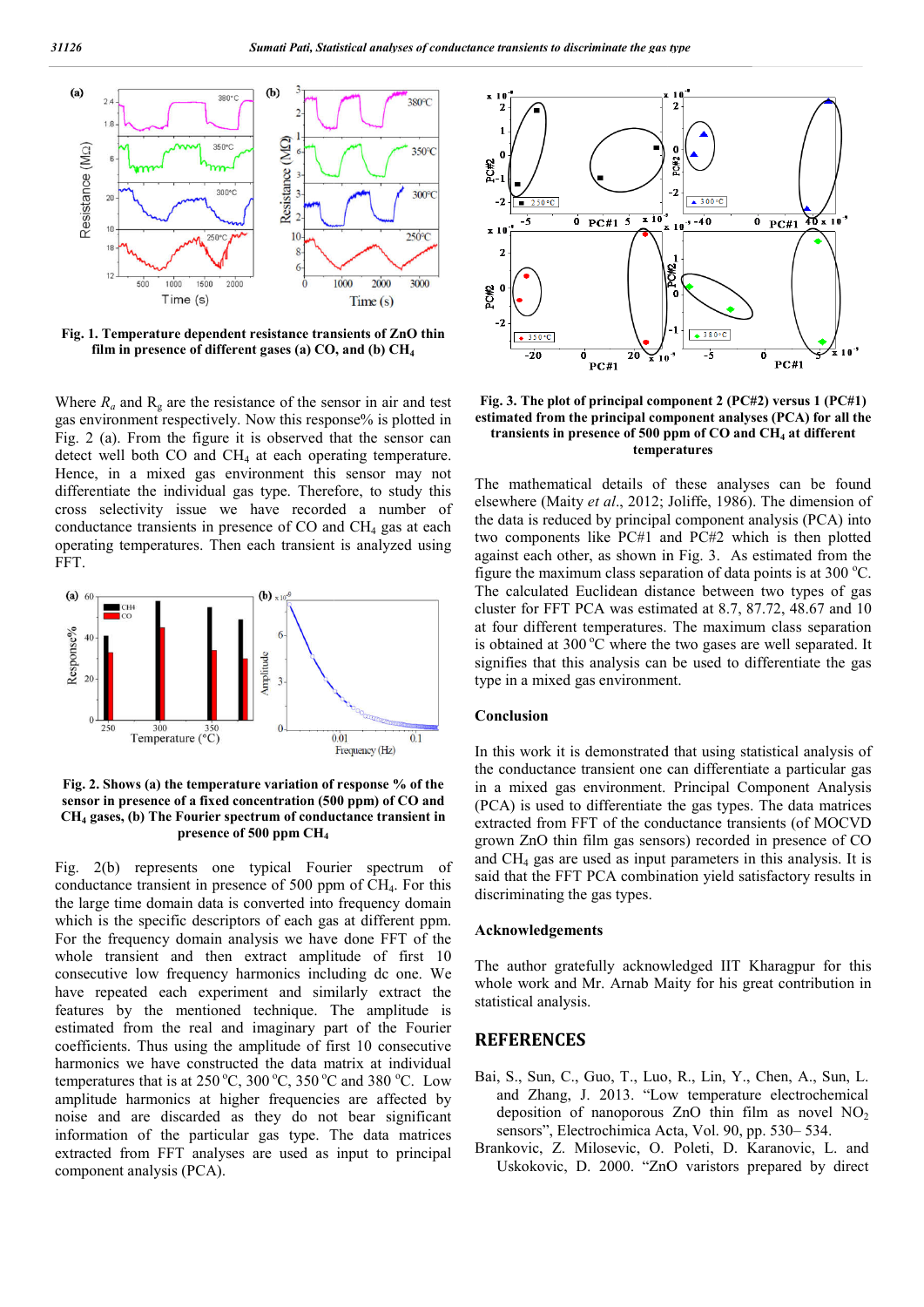Fig. 1. Temperature dependent resistance transients of ZnO thin film in presence of different gases (a) CO, and (b) $CH_4$

Where $R_a$ and $R_g$ are the resistance of the sensor in air and test gas environment respectively. Now this response% is plotted in Fig. 2 (a). From the figure it is observed that the sensor can detect well both CO and $CH_4$ at each operating temperature. Hence, in a mixed gas environment this sensor may not differentiate the individual gas type. Therefore, to study this cross selectivity issue we have recorded a number of conductance transients in presence of CO and $CH_4$ gas at each operating temperatures. Then each transient is analyzed using FFT.

Fig. 2. Shows (a) the temperature variation of response % of the sensor in presence of a fixed concentration (500 ppm) of CO and $CH_4$ gases, (b) The Fourier spectrum of conductance transient in presence of 500 ppm $CH_4$

Fig. 2(b) represents one typical Fourier spectrum of conductance transient in presence of 500 ppm of $CH_4$. For this the large time domain data is converted into frequency domain which is the specific descriptors of each gas at different ppm. For the frequency domain analysis we have done FFT of the whole transient and then extract amplitude of first 10 consecutive low frequency harmonics including dc one. We have repeated each experiment and similarly extract the features by the mentioned technique. The amplitude is estimated from the real and imaginary part of the Fourier coefficients. Thus using the amplitude of first 10 consecutive harmonics we have constructed the data matrix at individual temperatures that is at 250 °C, 300 °C, 350 °C and 380 °C. Low amplitude harmonics at higher frequencies are affected by noise and are discarded as they do not bear significant information of the particular gas type. The data matrices extracted from FFT analyses are used as input to principal component analysis (PCA).

Fig. 3. The plot of principal component 2 (PC#2) versus 1 (PC#1) estimated from the principal component analyses (PCA) for all the transients in presence of 500 ppm of CO and $CH_4$ at different temperatures

The mathematical details of these analyses can be found elsewhere (Maity *et al*., 2012; Joliffe, 1986). The dimension of the data is reduced by principal component analysis (PCA) into two components like PC#1 and PC#2 which is then plotted against each other, as shown in Fig. 3. As estimated from the figure the maximum class separation of data points is at 300 °C. The calculated Euclidean distance between two types of gas cluster for FFT PCA was estimated at 8.7, 87.72, 48.67 and 10 at four different temperatures. The maximum class separation is obtained at 300 °C where the two gases are well separated. It signifies that this analysis can be used to differentiate the gas type in a mixed gas environment.

## Conclusion

In this work it is demonstrated that using statistical analysis of the conductance transient one can differentiate a particular gas in a mixed gas environment. Principal Component Analysis (PCA) is used to differentiate the gas types. The data matrices extracted from FFT of the conductance transients (of MOCVD grown ZnO thin film gas sensors) recorded in presence of CO and $CH_4$ gas are used as input parameters in this analysis. It is said that the FFT PCA combination yield satisfactory results in discriminating the gas types.

## Acknowledgements

The author gratefully acknowledged IIT Kharagpur for this whole work and Mr. Arnab Maity for his great contribution in statistical analysis.

## REFERENCES

Bai, S., Sun, C., Guo, T., Luo, R., Lin, Y., Chen, A., Sun, L. and Zhang, J. 2013. "Low temperature electrochemical deposition of nanoporous ZnO thin film as novel $NO_2$ sensors", Electrochimica Acta, Vol. 90, pp. 530– 534.

Brankovic, Z. Milosevic, O. Poleti, D. Karanovic, L. and Uskokovic, D. 2000. "ZnO varistors prepared by direct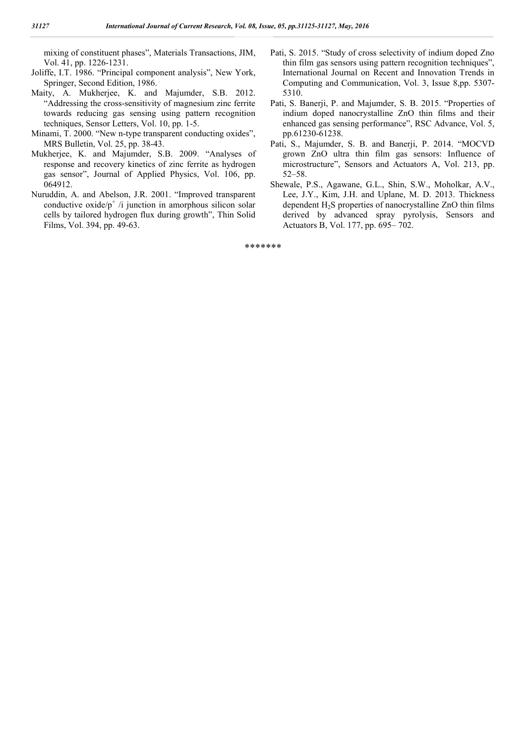mixing of constituent phases", Materials Transactions, JIM, Vol. 41, pp. 1226-1231.

Joliffe, I.T. 1986. "Principal component analysis", New York, Springer, Second Edition, 1986.

Maity, A. Mukherjee, K. and Majumder, S.B. 2012. "Addressing the cross-sensitivity of magnesium zinc ferrite towards reducing gas sensing using pattern recognition techniques, Sensor Letters, Vol. 10, pp. 1-5.

Minami, T. 2000. "New n-type transparent conducting oxides", MRS Bulletin, Vol. 25, pp. 38-43.

Mukherjee, K. and Majumder, S.B. 2009. "Analyses of response and recovery kinetics of zinc ferrite as hydrogen gas sensor", Journal of Applied Physics, Vol. 106, pp. 064912.

Nuruddin, A. and Abelson, J.R. 2001. "Improved transparent conductive oxide/$p^+$ /i junction in amorphous silicon solar cells by tailored hydrogen flux during growth", Thin Solid Films, Vol. 394, pp. 49-63.

Pati, S. 2015. "Study of cross selectivity of indium doped Zno thin film gas sensors using pattern recognition techniques", International Journal on Recent and Innovation Trends in Computing and Communication, Vol. 3, Issue 8,pp. 5307-5310.

Pati, S. Banerji, P. and Majumder, S. B. 2015. "Properties of indium doped nanocrystalline ZnO thin films and their enhanced gas sensing performance", RSC Advance, Vol. 5, pp.61230-61238.

Pati, S., Majumder, S. B. and Banerji, P. 2014. "MOCVD grown ZnO ultra thin film gas sensors: Influence of microstructure", Sensors and Actuators A, Vol. 213, pp. 52–58.

Shewale, P.S., Agawane, G.L., Shin, S.W., Moholkar, A.V., Lee, J.Y., Kim, J.H. and Uplane, M. D. 2013. Thickness dependent $H_2S$ properties of nanocrystalline ZnO thin films derived by advanced spray pyrolysis, Sensors and Actuators B, Vol. 177, pp. 695– 702.

*******